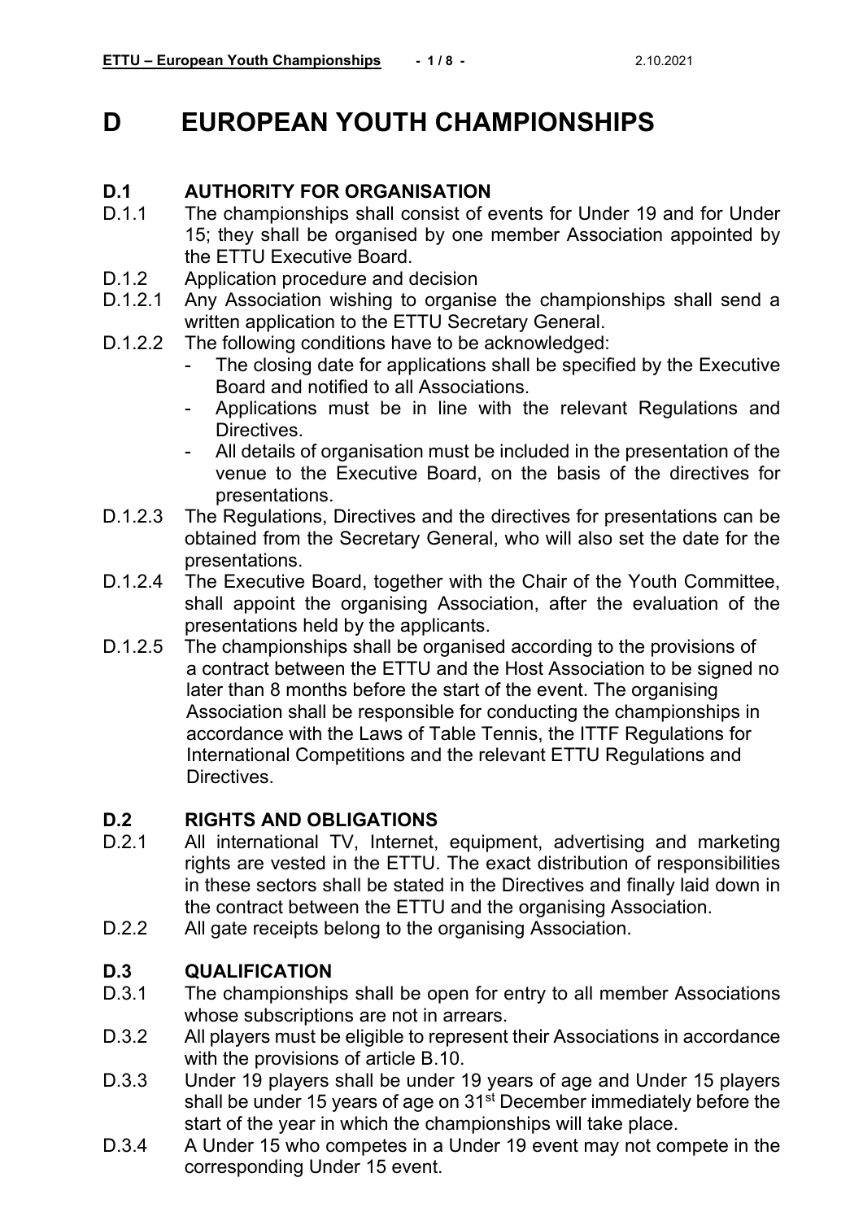# D EUROPEAN YOUTH CHAMPIONSHIPS

## D.1 AUTHORITY FOR ORGANISATION

D.1.1 The championships shall consist of events for Under 19 and for Under 15; they shall be organised by one member Association appointed by the ETTU Executive Board.

D.1.2 Application procedure and decision

D.1.2.1 Any Association wishing to organise the championships shall send a written application to the ETTU Secretary General.

D.1.2.2 The following conditions have to be acknowledged:

- The closing date for applications shall be specified by the Executive Board and notified to all Associations.
- Applications must be in line with the relevant Regulations and Directives.
- All details of organisation must be included in the presentation of the venue to the Executive Board, on the basis of the directives for presentations.

D.1.2.3 The Regulations, Directives and the directives for presentations can be obtained from the Secretary General, who will also set the date for the presentations.

D.1.2.4 The Executive Board, together with the Chair of the Youth Committee, shall appoint the organising Association, after the evaluation of the presentations held by the applicants.

D.1.2.5 The championships shall be organised according to the provisions of a contract between the ETTU and the Host Association to be signed no later than 8 months before the start of the event. The organising Association shall be responsible for conducting the championships in accordance with the Laws of Table Tennis, the ITTF Regulations for International Competitions and the relevant ETTU Regulations and Directives.

## D.2 RIGHTS AND OBLIGATIONS

D.2.1 All international TV, Internet, equipment, advertising and marketing rights are vested in the ETTU. The exact distribution of responsibilities in these sectors shall be stated in the Directives and finally laid down in the contract between the ETTU and the organising Association.

D.2.2 All gate receipts belong to the organising Association.

## D.3 QUALIFICATION

D.3.1 The championships shall be open for entry to all member Associations whose subscriptions are not in arrears.

D.3.2 All players must be eligible to represent their Associations in accordance with the provisions of article B.10.

D.3.3 Under 19 players shall be under 19 years of age and Under 15 players shall be under 15 years of age on 31st December immediately before the start of the year in which the championships will take place.

D.3.4 A Under 15 who competes in a Under 19 event may not compete in the corresponding Under 15 event.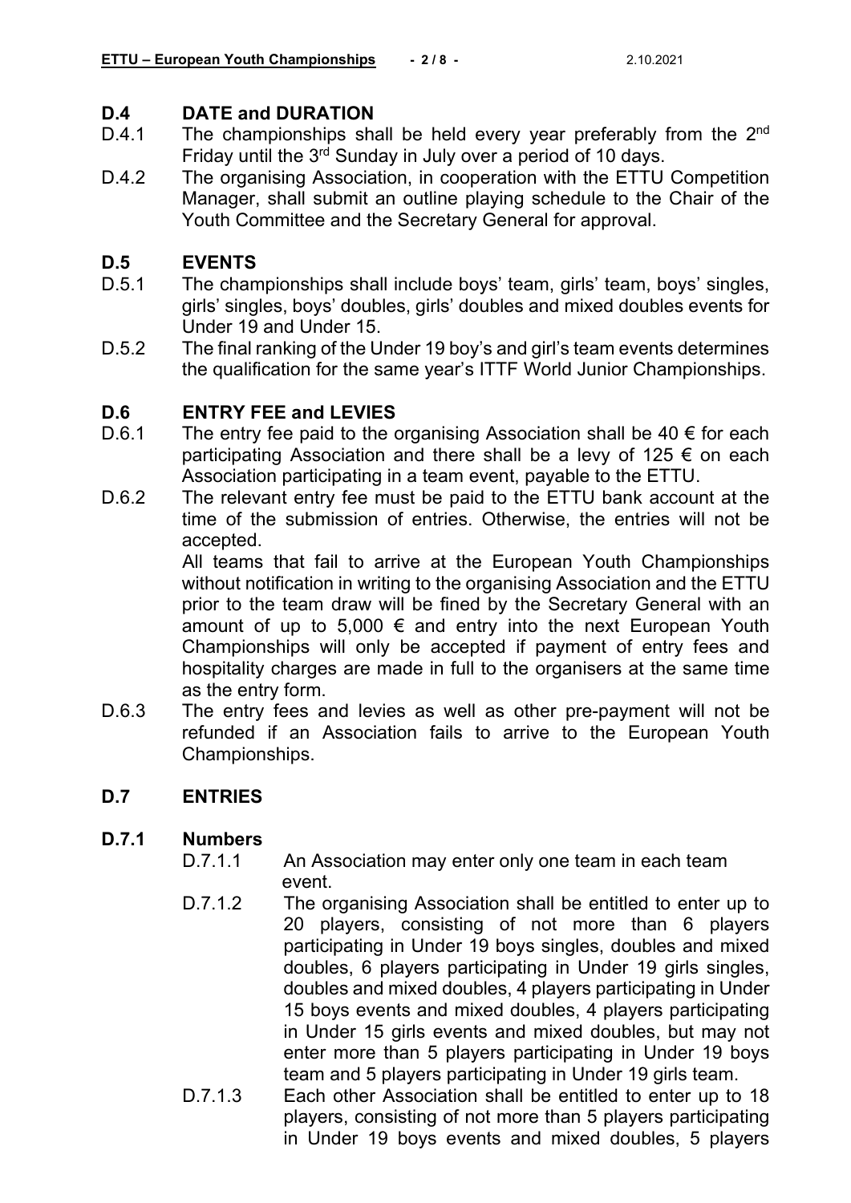## D.4 DATE and DURATION

D.4.1 The championships shall be held every year preferably from the 2nd Friday until the 3rd Sunday in July over a period of 10 days.

D.4.2 The organising Association, in cooperation with the ETTU Competition Manager, shall submit an outline playing schedule to the Chair of the Youth Committee and the Secretary General for approval.

## D.5 EVENTS

D.5.1 The championships shall include boys' team, girls' team, boys' singles, girls' singles, boys' doubles, girls' doubles and mixed doubles events for Under 19 and Under 15.

D.5.2 The final ranking of the Under 19 boy's and girl's team events determines the qualification for the same year's ITTF World Junior Championships.

## D.6 ENTRY FEE and LEVIES

D.6.1 The entry fee paid to the organising Association shall be 40 € for each participating Association and there shall be a levy of 125 € on each Association participating in a team event, payable to the ETTU.

D.6.2 The relevant entry fee must be paid to the ETTU bank account at the time of the submission of entries. Otherwise, the entries will not be accepted.

All teams that fail to arrive at the European Youth Championships without notification in writing to the organising Association and the ETTU prior to the team draw will be fined by the Secretary General with an amount of up to 5,000 € and entry into the next European Youth Championships will only be accepted if payment of entry fees and hospitality charges are made in full to the organisers at the same time as the entry form.

D.6.3 The entry fees and levies as well as other pre-payment will not be refunded if an Association fails to arrive to the European Youth Championships.

## D.7 ENTRIES

### D.7.1 Numbers

D.7.1.1 An Association may enter only one team in each team event.

D.7.1.2 The organising Association shall be entitled to enter up to 20 players, consisting of not more than 6 players participating in Under 19 boys singles, doubles and mixed doubles, 6 players participating in Under 19 girls singles, doubles and mixed doubles, 4 players participating in Under 15 boys events and mixed doubles, 4 players participating in Under 15 girls events and mixed doubles, but may not enter more than 5 players participating in Under 19 boys team and 5 players participating in Under 19 girls team.

D.7.1.3 Each other Association shall be entitled to enter up to 18 players, consisting of not more than 5 players participating in Under 19 boys events and mixed doubles, 5 players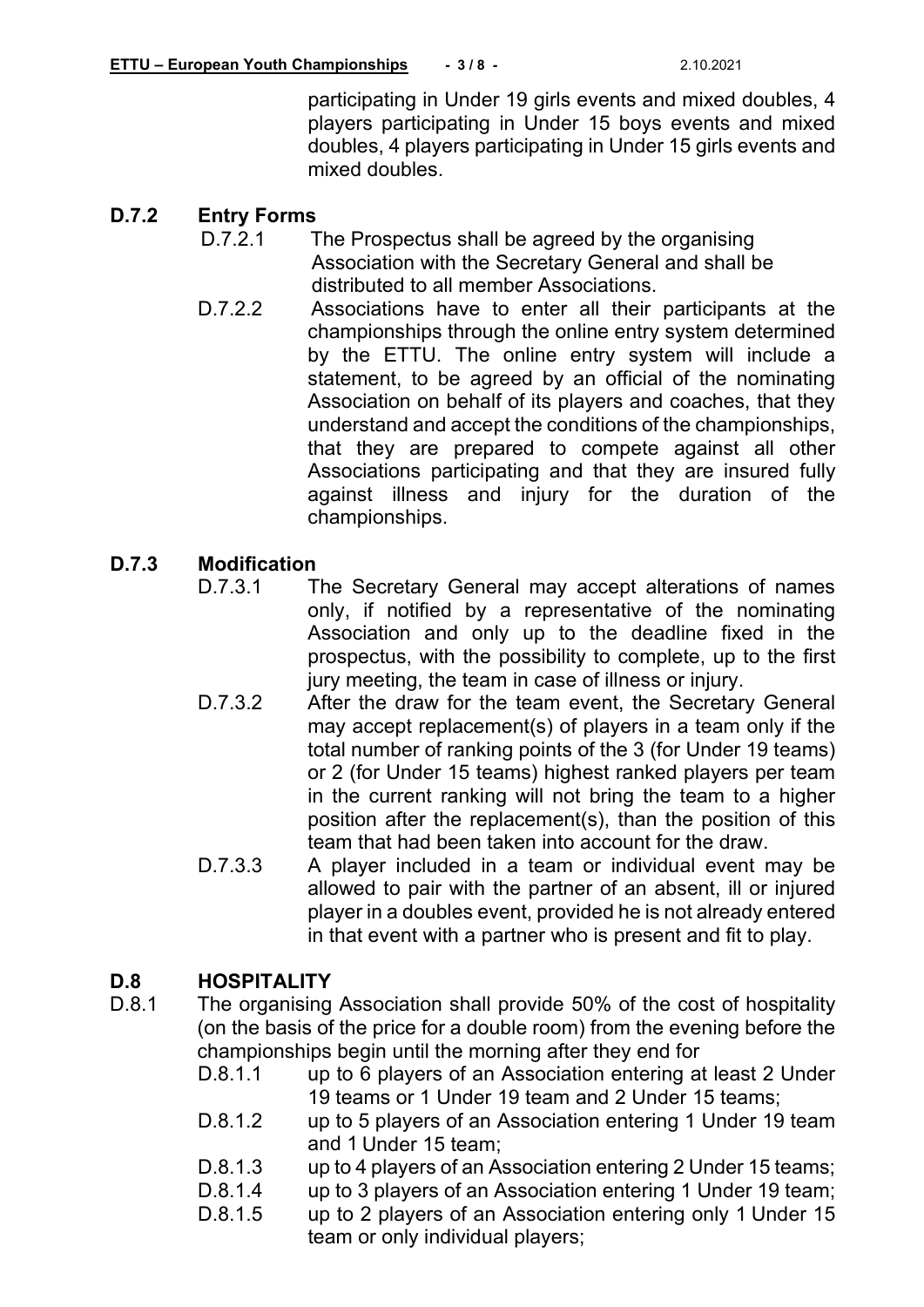participating in Under 19 girls events and mixed doubles, 4 players participating in Under 15 boys events and mixed doubles, 4 players participating in Under 15 girls events and mixed doubles.

### D.7.2 Entry Forms

D.7.2.1 The Prospectus shall be agreed by the organising Association with the Secretary General and shall be distributed to all member Associations.

D.7.2.2 Associations have to enter all their participants at the championships through the online entry system determined by the ETTU. The online entry system will include a statement, to be agreed by an official of the nominating Association on behalf of its players and coaches, that they understand and accept the conditions of the championships, that they are prepared to compete against all other Associations participating and that they are insured fully against illness and injury for the duration of the championships.

### D.7.3 Modification

D.7.3.1 The Secretary General may accept alterations of names only, if notified by a representative of the nominating Association and only up to the deadline fixed in the prospectus, with the possibility to complete, up to the first jury meeting, the team in case of illness or injury.

D.7.3.2 After the draw for the team event, the Secretary General may accept replacement(s) of players in a team only if the total number of ranking points of the 3 (for Under 19 teams) or 2 (for Under 15 teams) highest ranked players per team in the current ranking will not bring the team to a higher position after the replacement(s), than the position of this team that had been taken into account for the draw.

D.7.3.3 A player included in a team or individual event may be allowed to pair with the partner of an absent, ill or injured player in a doubles event, provided he is not already entered in that event with a partner who is present and fit to play.

## D.8 HOSPITALITY

D.8.1 The organising Association shall provide 50% of the cost of hospitality (on the basis of the price for a double room) from the evening before the championships begin until the morning after they end for

D.8.1.1 up to 6 players of an Association entering at least 2 Under 19 teams or 1 Under 19 team and 2 Under 15 teams;

D.8.1.2 up to 5 players of an Association entering 1 Under 19 team and 1 Under 15 team;

D.8.1.3 up to 4 players of an Association entering 2 Under 15 teams;

D.8.1.4 up to 3 players of an Association entering 1 Under 19 team;

D.8.1.5 up to 2 players of an Association entering only 1 Under 15 team or only individual players;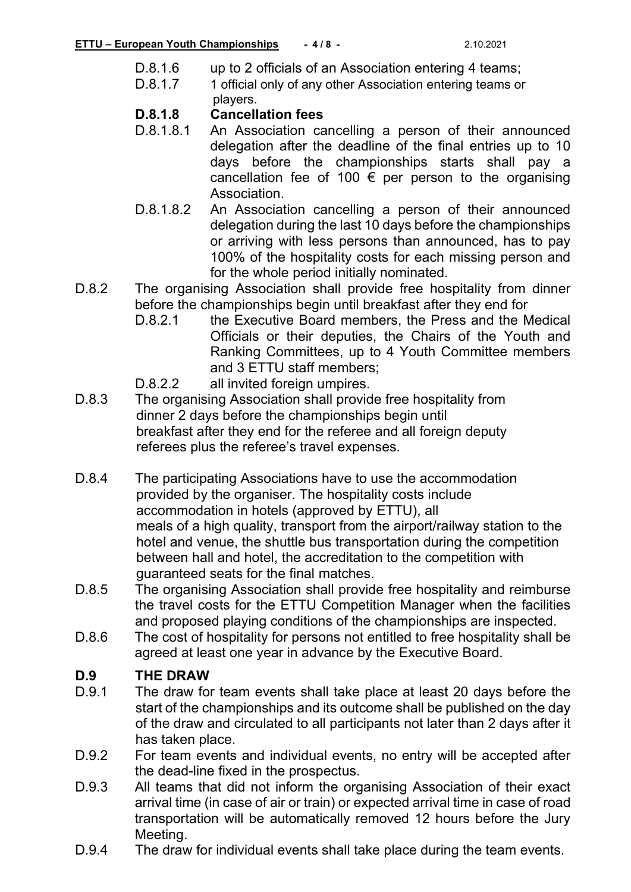D.8.1.6 up to 2 officials of an Association entering 4 teams;

D.8.1.7 1 official only of any other Association entering teams or players.

**D.8.1.8 Cancellation fees**

D.8.1.8.1 An Association cancelling a person of their announced delegation after the deadline of the final entries up to 10 days before the championships starts shall pay a cancellation fee of 100 € per person to the organising Association.

D.8.1.8.2 An Association cancelling a person of their announced delegation during the last 10 days before the championships or arriving with less persons than announced, has to pay 100% of the hospitality costs for each missing person and for the whole period initially nominated.

D.8.2 The organising Association shall provide free hospitality from dinner before the championships begin until breakfast after they end for

D.8.2.1 the Executive Board members, the Press and the Medical Officials or their deputies, the Chairs of the Youth and Ranking Committees, up to 4 Youth Committee members and 3 ETTU staff members;

D.8.2.2 all invited foreign umpires.

D.8.3 The organising Association shall provide free hospitality from dinner 2 days before the championships begin until breakfast after they end for the referee and all foreign deputy referees plus the referee's travel expenses.

D.8.4 The participating Associations have to use the accommodation provided by the organiser. The hospitality costs include accommodation in hotels (approved by ETTU), all meals of a high quality, transport from the airport/railway station to the hotel and venue, the shuttle bus transportation during the competition between hall and hotel, the accreditation to the competition with guaranteed seats for the final matches.

D.8.5 The organising Association shall provide free hospitality and reimburse the travel costs for the ETTU Competition Manager when the facilities and proposed playing conditions of the championships are inspected.

D.8.6 The cost of hospitality for persons not entitled to free hospitality shall be agreed at least one year in advance by the Executive Board.

## D.9 THE DRAW

D.9.1 The draw for team events shall take place at least 20 days before the start of the championships and its outcome shall be published on the day of the draw and circulated to all participants not later than 2 days after it has taken place.

D.9.2 For team events and individual events, no entry will be accepted after the dead-line fixed in the prospectus.

D.9.3 All teams that did not inform the organising Association of their exact arrival time (in case of air or train) or expected arrival time in case of road transportation will be automatically removed 12 hours before the Jury Meeting.

D.9.4 The draw for individual events shall take place during the team events.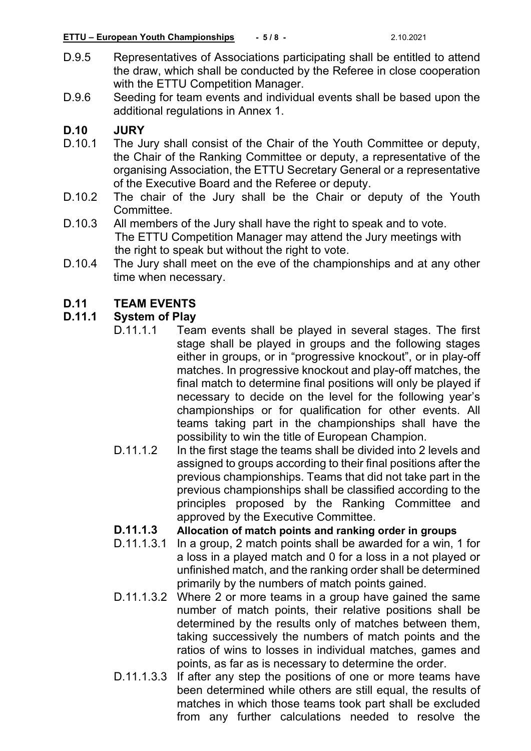D.9.5 Representatives of Associations participating shall be entitled to attend the draw, which shall be conducted by the Referee in close cooperation with the ETTU Competition Manager.

D.9.6 Seeding for team events and individual events shall be based upon the additional regulations in Annex 1.

## D.10 JURY

D.10.1 The Jury shall consist of the Chair of the Youth Committee or deputy, the Chair of the Ranking Committee or deputy, a representative of the organising Association, the ETTU Secretary General or a representative of the Executive Board and the Referee or deputy.

D.10.2 The chair of the Jury shall be the Chair or deputy of the Youth Committee.

D.10.3 All members of the Jury shall have the right to speak and to vote. The ETTU Competition Manager may attend the Jury meetings with the right to speak but without the right to vote.

D.10.4 The Jury shall meet on the eve of the championships and at any other time when necessary.

## D.11 TEAM EVENTS

### D.11.1 System of Play

D.11.1.1 Team events shall be played in several stages. The first stage shall be played in groups and the following stages either in groups, or in "progressive knockout", or in play-off matches. In progressive knockout and play-off matches, the final match to determine final positions will only be played if necessary to decide on the level for the following year's championships or for qualification for other events. All teams taking part in the championships shall have the possibility to win the title of European Champion.

D.11.1.2 In the first stage the teams shall be divided into 2 levels and assigned to groups according to their final positions after the previous championships. Teams that did not take part in the previous championships shall be classified according to the principles proposed by the Ranking Committee and approved by the Executive Committee.

#### D.11.1.3 Allocation of match points and ranking order in groups

D.11.1.3.1 In a group, 2 match points shall be awarded for a win, 1 for a loss in a played match and 0 for a loss in a not played or unfinished match, and the ranking order shall be determined primarily by the numbers of match points gained.

D.11.1.3.2 Where 2 or more teams in a group have gained the same number of match points, their relative positions shall be determined by the results only of matches between them, taking successively the numbers of match points and the ratios of wins to losses in individual matches, games and points, as far as is necessary to determine the order.

D.11.1.3.3 If after any step the positions of one or more teams have been determined while others are still equal, the results of matches in which those teams took part shall be excluded from any further calculations needed to resolve the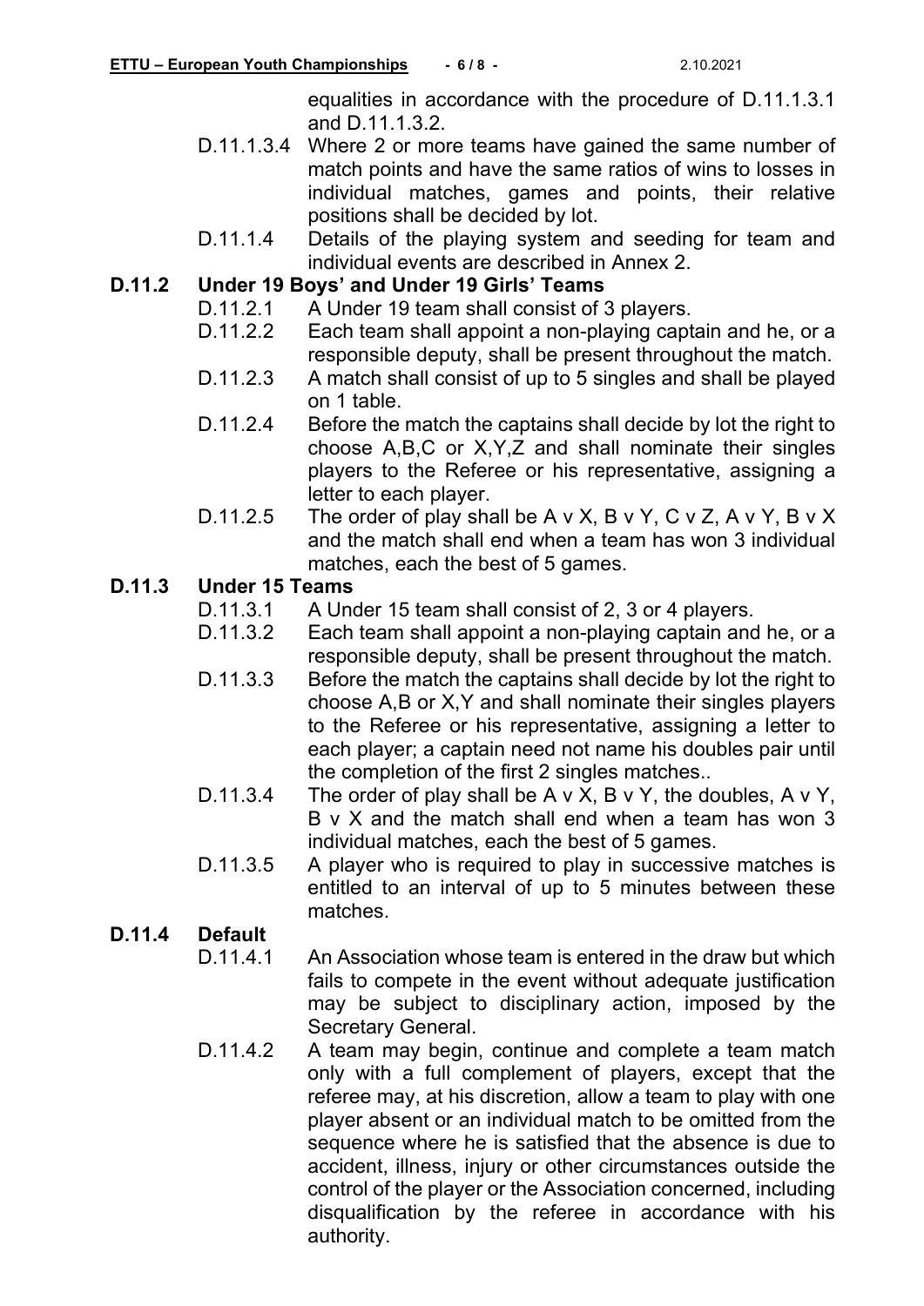equalities in accordance with the procedure of D.11.1.3.1 and D.11.1.3.2.

D.11.1.3.4 Where 2 or more teams have gained the same number of match points and have the same ratios of wins to losses in individual matches, games and points, their relative positions shall be decided by lot.

D.11.1.4 Details of the playing system and seeding for team and individual events are described in Annex 2.

## D.11.2 Under 19 Boys' and Under 19 Girls' Teams

D.11.2.1 A Under 19 team shall consist of 3 players.

D.11.2.2 Each team shall appoint a non-playing captain and he, or a responsible deputy, shall be present throughout the match.

D.11.2.3 A match shall consist of up to 5 singles and shall be played on 1 table.

D.11.2.4 Before the match the captains shall decide by lot the right to choose A,B,C or X,Y,Z and shall nominate their singles players to the Referee or his representative, assigning a letter to each player.

D.11.2.5 The order of play shall be A v X, B v Y, C v Z, A v Y, B v X and the match shall end when a team has won 3 individual matches, each the best of 5 games.

## D.11.3 Under 15 Teams

D.11.3.1 A Under 15 team shall consist of 2, 3 or 4 players.

D.11.3.2 Each team shall appoint a non-playing captain and he, or a responsible deputy, shall be present throughout the match.

D.11.3.3 Before the match the captains shall decide by lot the right to choose A,B or X,Y and shall nominate their singles players to the Referee or his representative, assigning a letter to each player; a captain need not name his doubles pair until the completion of the first 2 singles matches..

D.11.3.4 The order of play shall be A v X, B v Y, the doubles, A v Y, B v X and the match shall end when a team has won 3 individual matches, each the best of 5 games.

D.11.3.5 A player who is required to play in successive matches is entitled to an interval of up to 5 minutes between these matches.

## D.11.4 Default

D.11.4.1 An Association whose team is entered in the draw but which fails to compete in the event without adequate justification may be subject to disciplinary action, imposed by the Secretary General.

D.11.4.2 A team may begin, continue and complete a team match only with a full complement of players, except that the referee may, at his discretion, allow a team to play with one player absent or an individual match to be omitted from the sequence where he is satisfied that the absence is due to accident, illness, injury or other circumstances outside the control of the player or the Association concerned, including disqualification by the referee in accordance with his authority.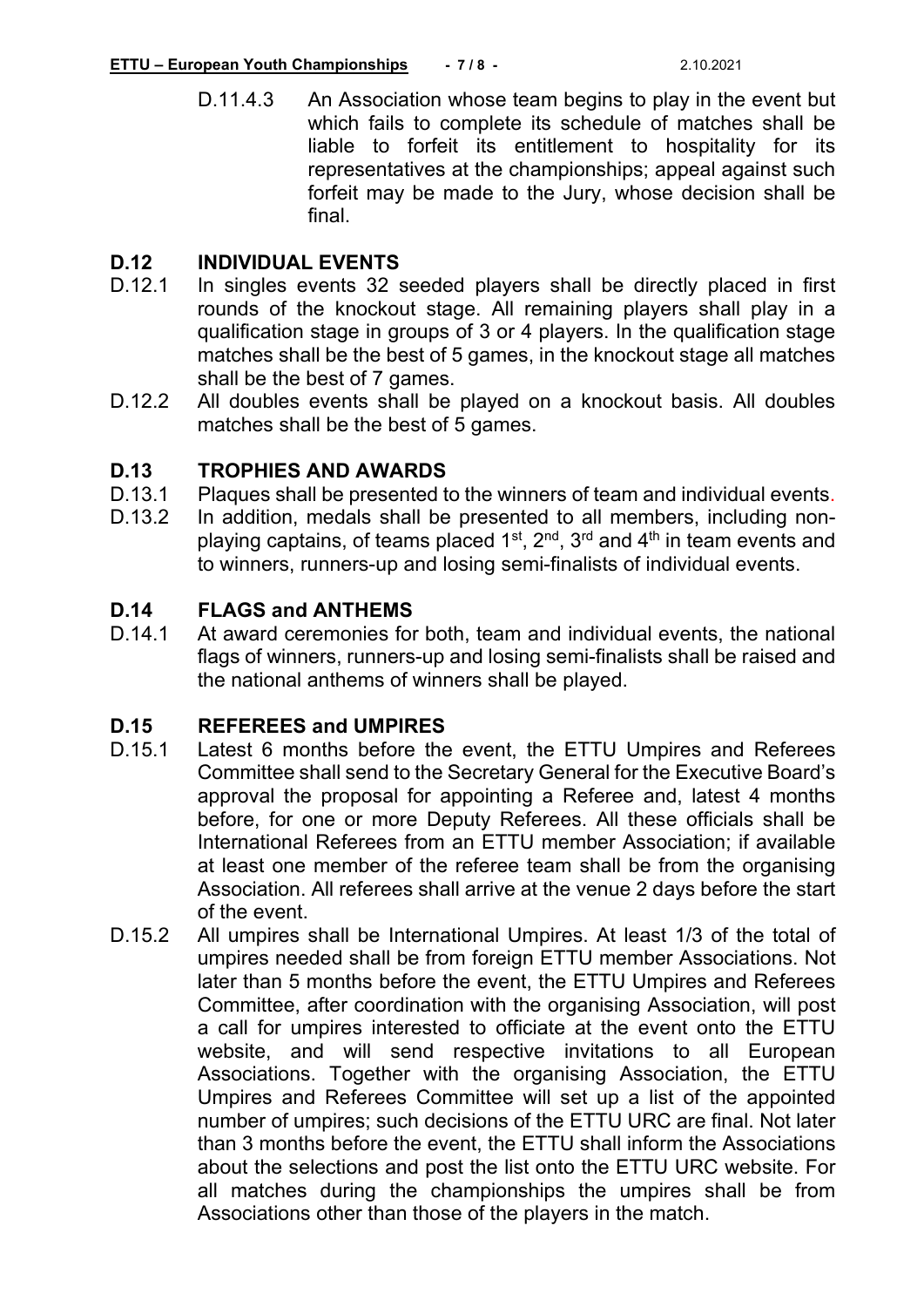D.11.4.3 An Association whose team begins to play in the event but which fails to complete its schedule of matches shall be liable to forfeit its entitlement to hospitality for its representatives at the championships; appeal against such forfeit may be made to the Jury, whose decision shall be final.

## D.12 INDIVIDUAL EVENTS

D.12.1 In singles events 32 seeded players shall be directly placed in first rounds of the knockout stage. All remaining players shall play in a qualification stage in groups of 3 or 4 players. In the qualification stage matches shall be the best of 5 games, in the knockout stage all matches shall be the best of 7 games.

D.12.2 All doubles events shall be played on a knockout basis. All doubles matches shall be the best of 5 games.

## D.13 TROPHIES AND AWARDS

D.13.1 Plaques shall be presented to the winners of team and individual events.

D.13.2 In addition, medals shall be presented to all members, including non-playing captains, of teams placed 1st, 2nd, 3rd and 4th in team events and to winners, runners-up and losing semi-finalists of individual events.

## D.14 FLAGS and ANTHEMS

D.14.1 At award ceremonies for both, team and individual events, the national flags of winners, runners-up and losing semi-finalists shall be raised and the national anthems of winners shall be played.

## D.15 REFEREES and UMPIRES

D.15.1 Latest 6 months before the event, the ETTU Umpires and Referees Committee shall send to the Secretary General for the Executive Board's approval the proposal for appointing a Referee and, latest 4 months before, for one or more Deputy Referees. All these officials shall be International Referees from an ETTU member Association; if available at least one member of the referee team shall be from the organising Association. All referees shall arrive at the venue 2 days before the start of the event.

D.15.2 All umpires shall be International Umpires. At least 1/3 of the total of umpires needed shall be from foreign ETTU member Associations. Not later than 5 months before the event, the ETTU Umpires and Referees Committee, after coordination with the organising Association, will post a call for umpires interested to officiate at the event onto the ETTU website, and will send respective invitations to all European Associations. Together with the organising Association, the ETTU Umpires and Referees Committee will set up a list of the appointed number of umpires; such decisions of the ETTU URC are final. Not later than 3 months before the event, the ETTU shall inform the Associations about the selections and post the list onto the ETTU URC website. For all matches during the championships the umpires shall be from Associations other than those of the players in the match.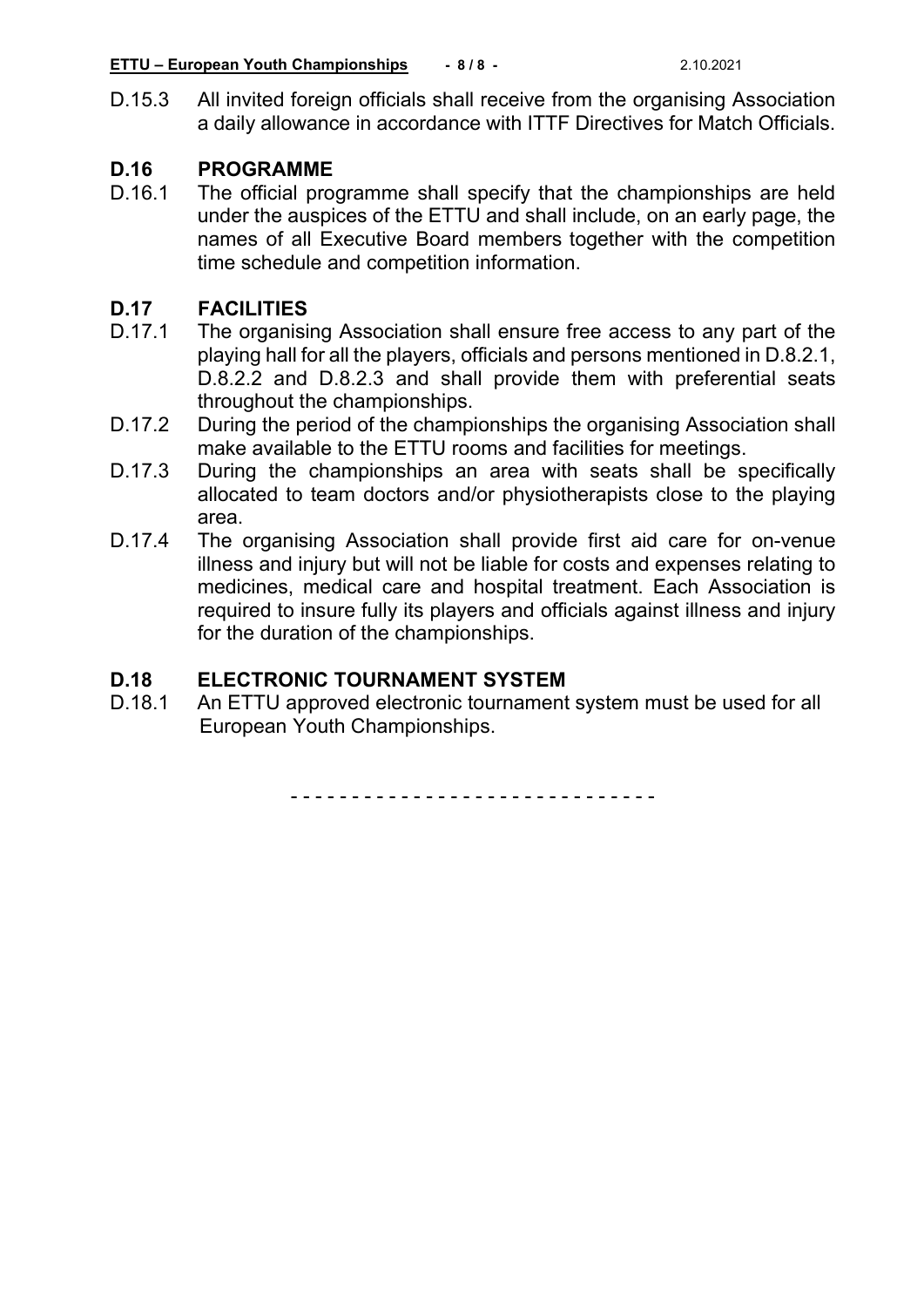D.15.3 All invited foreign officials shall receive from the organising Association a daily allowance in accordance with ITTF Directives for Match Officials.

## D.16 PROGRAMME

D.16.1 The official programme shall specify that the championships are held under the auspices of the ETTU and shall include, on an early page, the names of all Executive Board members together with the competition time schedule and competition information.

## D.17 FACILITIES

D.17.1 The organising Association shall ensure free access to any part of the playing hall for all the players, officials and persons mentioned in D.8.2.1, D.8.2.2 and D.8.2.3 and shall provide them with preferential seats throughout the championships.

D.17.2 During the period of the championships the organising Association shall make available to the ETTU rooms and facilities for meetings.

D.17.3 During the championships an area with seats shall be specifically allocated to team doctors and/or physiotherapists close to the playing area.

D.17.4 The organising Association shall provide first aid care for on-venue illness and injury but will not be liable for costs and expenses relating to medicines, medical care and hospital treatment. Each Association is required to insure fully its players and officials against illness and injury for the duration of the championships.

## D.18 ELECTRONIC TOURNAMENT SYSTEM

D.18.1 An ETTU approved electronic tournament system must be used for all European Youth Championships.

- - - - - - - - - - - - - - - - - - - - - - - - - - - - - -